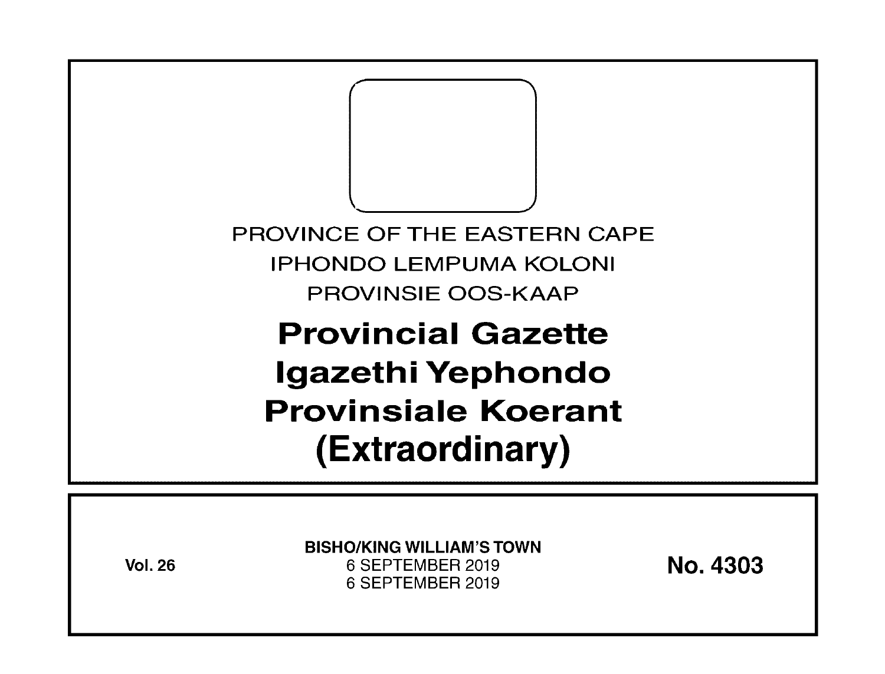PROVINCE OF THE EASTERN CAPE

IPHONDO LEMPUMA KOLONI

PROVINSIE OOS-KAAP

# Provincial Gazette
# Igazethi Yephondo
# Provinsiale Koerant
# (Extraordinary)

**Vol. 26**

**BISHO/KING WILLIAM'S TOWN**
6 SEPTEMBER 2019
6 SEPTEMBER 2019

**No. 4303**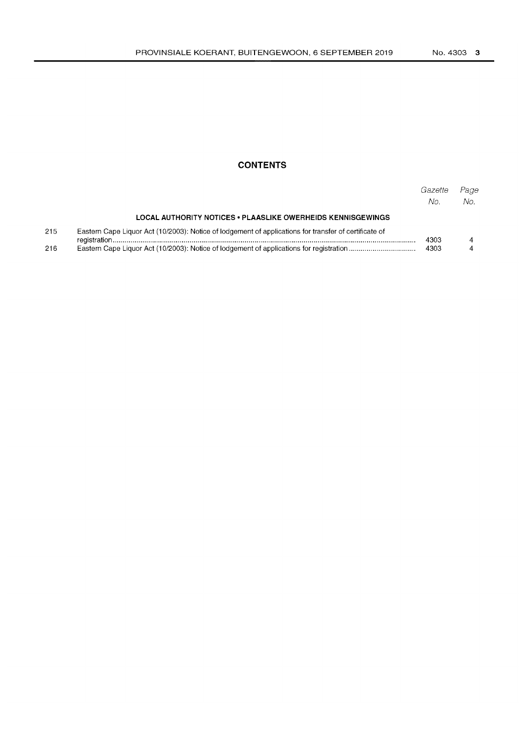## CONTENTS

| | | Gazette No. | Page No. |
|---|---|---|---|
| | **LOCAL AUTHORITY NOTICES • PLAASLIKE OWERHEIDS KENNISGEWINGS** | | |
| 215 | Eastern Cape Liquor Act (10/2003): Notice of lodgement of applications for transfer of certificate of registration | 4303 | 4 |
| 216 | Eastern Cape Liquor Act (10/2003): Notice of lodgement of applications for registration | 4303 | 4 |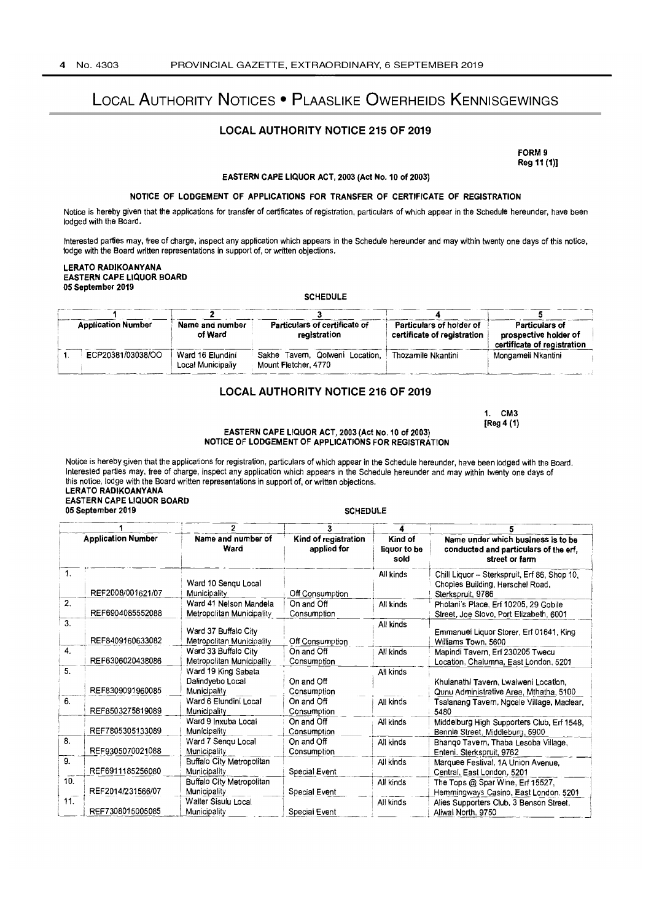# Local Authority Notices • Plaaslike Owerheids Kennisgewings

## LOCAL AUTHORITY NOTICE 215 OF 2019

**FORM 9**
**Reg 11 (1)]**

**EASTERN CAPE LIQUOR ACT, 2003 (Act No. 10 of 2003)**

**NOTICE OF LODGEMENT OF APPLICATIONS FOR TRANSFER OF CERTIFICATE OF REGISTRATION**

Notice is hereby given that the applications for transfer of certificates of registration, particulars of which appear in the Schedule hereunder, have been lodged with the Board.

Interested parties may, free of charge, inspect any application which appears in the Schedule hereunder and may within twenty one days of this notice, lodge with the Board written representations in support of, or written objections.

**LERATO RADIKOANYANA**
**EASTERN CAPE LIQUOR BOARD**
**05 September 2019**

**SCHEDULE**

| | 1 | 2 | 3 | 4 | 5 |
|---|---|---|---|---|---|
| | **Application Number** | **Name and number of Ward** | **Particulars of certificate of registration** | **Particulars of holder of certificate of registration** | **Particulars of prospective holder of certificate of registration** |
| 1. | ECP20381/03038/OO | Ward 16 Elundini Local Municipaliy | Sakhe Tavern, Qolweni Location, Mount Fletcher, 4770 | Thozamile Nkantini | Mongameli Nkantini |

## LOCAL AUTHORITY NOTICE 216 OF 2019

**1. CM3**
**[Reg 4 (1)**

**EASTERN CAPE LIQUOR ACT, 2003 (Act No. 10 of 2003)**
**NOTICE OF LODGEMENT OF APPLICATIONS FOR REGISTRATION**

Notice is hereby given that the applications for registration, particulars of which appear in the Schedule hereunder, have been lodged with the Board. Interested parties may, free of charge, inspect any application which appears in the Schedule hereunder and may within twenty one days of this notice, lodge with the Board written representations in support of, or written objections.

**LERATO RADIKOANYANA**
**EASTERN CAPE LIQUOR BOARD**
**05 September 2019**

**SCHEDULE**

| | 1 | 2 | 3 | 4 | 5 |
|---|---|---|---|---|---|
| | **Application Number** | **Name and number of Ward** | **Kind of registration applied for** | **Kind of liquor to be sold** | **Name under which business is to be conducted and particulars of the erf, street or farm** |
| 1. | REF2008/001621/07 | Ward 10 Senqu Local Municipality | Off Consumption | All kinds | Chili Liquor – Sterkspruit, Erf 86, Shop 10, Chopies Building, Herschel Road, Sterkspruit, 9786 |
| 2. | REF6904085552088 | Ward 41 Nelson Mandela Metropolitan Municipality | On and Off Consumption | All kinds | Pholani's Place, Erf 10205, 29 Gobile Street, Joe Slovo, Port Elizabeth, 6001 |
| 3. | REF8409160633082 | Ward 37 Buffalo City Metropolitan Municipality | Off Consumption | All kinds | Emmanuel Liquor Storer, Erf 01641, King Williams Town, 5600 |
| 4. | REF6306020438086 | Ward 33 Buffalo City Metropolitan Municipality | On and Off Consumption | All kinds | Mapindi Tavern, Erf 230205 Twecu Location, Chalumna, East London, 5201 |
| 5. | REF8309091960085 | Ward 19 King Sabata Dalindyebo Local Municipality | On and Off Consumption | All kinds | Khulanathi Tavern, Lwalweni Location, Qunu Administrative Area, Mthatha, 5100 |
| 6. | REF8503275819089 | Ward 6 Elundini Local Municipality | On and Off Consumption | All kinds | Tsalanang Tavern, Ngcele Village, Maclear, 5480 |
| | REF7805305133089 | Ward 9 Inxuba Local Municipality | On and Off Consumption | All kinds | Middelburg High Supporters Club, Erf 1548, Bennie Street, Middleburg, 5900 |
| 8. | REF9305070021088 | Ward 7 Senqu Local Municipality | On and Off Consumption | All kinds | Bhanqo Tavern, Thaba Lesoba Village, Enteni, Sterkspruit, 9762 |
| 9. | REF6911185256080 | Buffalo City Metropolitan Municipality | Special Event | All kinds | Marquee Festival, 1A Union Avenue, Central, East London, 5201 |
| 10. | REF2014/231566/07 | Buffalo City Metropolitan Municipality | Special Event | All kinds | The Tops @ Spar Wine, Erf 15527, Hemmingways Casino, East London, 5201 |
| 11. | REF7308015005085 | Walter Sisulu Local Municipality | Special Event | All kinds | Alies Supporters Club, 3 Benson Street, Aliwal North, 9750 |